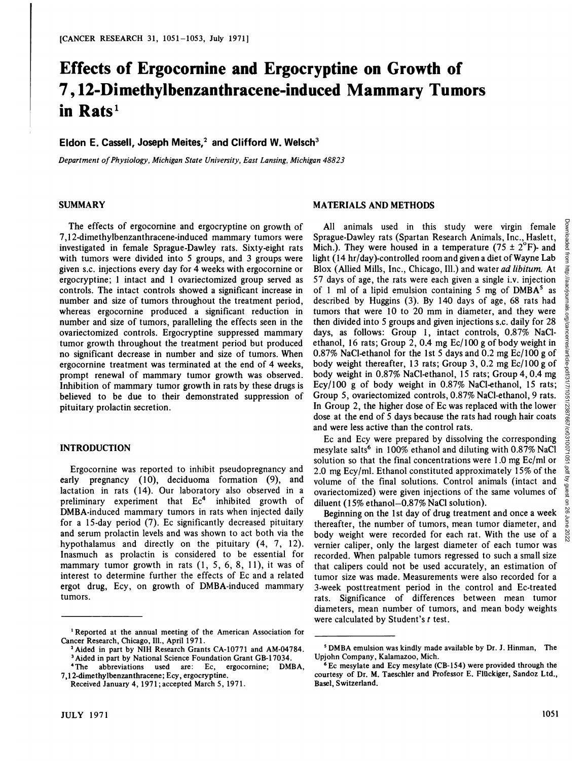# Effects of Ergocornine and Ergocryptine on Growth of 7,12-Dimethylbenzanthracene-induced Mammary Tumors in Rats[1]

**Eldon E. Cassell, Joseph Meites,[2] and Clifford W. Welsch[3]**

*Department of Physiology, Michigan State University, East Lansing, Michigan 48823*

## SUMMARY

The effects of ergocornine and ergocryptine on growth of 7,12-dimethylbenzanthracene-induced mammary tumors were investigated in female Sprague-Dawley rats. Sixty-eight rats with tumors were divided into 5 groups, and 3 groups were given s.c. injections every day for 4 weeks with ergocornine or ergocryptine; 1 intact and 1 ovariectomized group served as controls. The intact controls showed a significant increase in number and size of tumors throughout the treatment period, whereas ergocornine produced a significant reduction in number and size of tumors, paralleling the effects seen in the ovariectomized controls. Ergocryptine suppressed mammary tumor growth throughout the treatment period but produced no significant decrease in number and size of tumors. When ergocornine treatment was terminated at the end of 4 weeks, prompt renewal of mammary tumor growth was observed. Inhibition of mammary tumor growth in rats by these drugs is believed to be due to their demonstrated suppression of pituitary prolactin secretion.

## INTRODUCTION

Ergocornine was reported to inhibit pseudopregnancy and early pregnancy (10), deciduoma formation (9), and lactation in rats (14). Our laboratory also observed in a preliminary experiment that Ec[4] inhibited growth of DMBA-induced mammary tumors in rats when injected daily for a 15-day period (7). Ec significantly decreased pituitary and serum prolactin levels and was shown to act both via the hypothalamus and directly on the pituitary (4, 7, 12). Inasmuch as prolactin is considered to be essential for mammary tumor growth in rats (1, 5, 6, 8, 11), it was of interest to determine further the effects of Ec and a related ergot drug, Ecy, on growth of DMBA-induced mammary tumors.

## MATERIALS AND METHODS

All animals used in this study were virgin female Sprague-Dawley rats (Spartan Research Animals, Inc., Haslett, Mich.). They were housed in a temperature ($75 \pm 2°F$)- and light (14 hr/day)-controlled room and given a diet of Wayne Lab Blox (Allied Mills, Inc., Chicago, Ill.) and water *ad libitum*. At 57 days of age, the rats were each given a single i.v. injection of 1 ml of a lipid emulsion containing 5 mg of DMBA[5] as described by Huggins (3). By 140 days of age, 68 rats had tumors that were 10 to 20 mm in diameter, and they were then divided into 5 groups and given injections s.c. daily for 28 days, as follows: Group 1, intact controls, 0.87% NaCl-ethanol, 16 rats; Group 2, 0.4 mg Ec/100 g of body weight in 0.87% NaCl-ethanol for the 1st 5 days and 0.2 mg Ec/100 g of body weight thereafter, 13 rats; Group 3, 0.2 mg Ec/100 g of body weight in 0.87% NaCl-ethanol, 15 rats; Group 4, 0.4 mg Ecy/100 g of body weight in 0.87% NaCl-ethanol, 15 rats; Group 5, ovariectomized controls, 0.87% NaCl-ethanol, 9 rats. In Group 2, the higher dose of Ec was replaced with the lower dose at the end of 5 days because the rats had rough hair coats and were less active than the control rats.

Ec and Ecy were prepared by dissolving the corresponding mesylate salts[6] in 100% ethanol and diluting with 0.87% NaCl solution so that the final concentrations were 1.0 mg Ec/ml or 2.0 mg Ecy/ml. Ethanol constituted approximately 15% of the volume of the final solutions. Control animals (intact and ovariectomized) were given injections of the same volumes of diluent (15% ethanol–0.87% NaCl solution).

Beginning on the 1st day of drug treatment and once a week thereafter, the number of tumors, mean tumor diameter, and body weight were recorded for each rat. With the use of a vernier caliper, only the largest diameter of each tumor was recorded. When palpable tumors regressed to such a small size that calipers could not be used accurately, an estimation of tumor size was made. Measurements were also recorded for a 3-week posttreatment period in the control and Ec-treated rats. Significance of differences between mean tumor diameters, mean number of tumors, and mean body weights were calculated by Student's $t$ test.

---

[1] Reported at the annual meeting of the American Association for Cancer Research, Chicago, Ill., April 1971.

[2] Aided in part by NIH Research Grants CA-10771 and AM-04784.

[3] Aided in part by National Science Foundation Grant GB-17034.

[4] The abbreviations used are: Ec, ergocornine; DMBA, 7,12-dimethylbenzanthracene; Ecy, ergocryptine.

Received January 4, 1971; accepted March 5, 1971.

[5] DMBA emulsion was kindly made available by Dr. J. Hinman, The Upjohn Company, Kalamazoo, Mich.

[6] Ec mesylate and Ecy mesylate (CB-154) were provided through the courtesy of Dr. M. Taeschler and Professor E. Flückiger, Sandoz Ltd., Basel, Switzerland.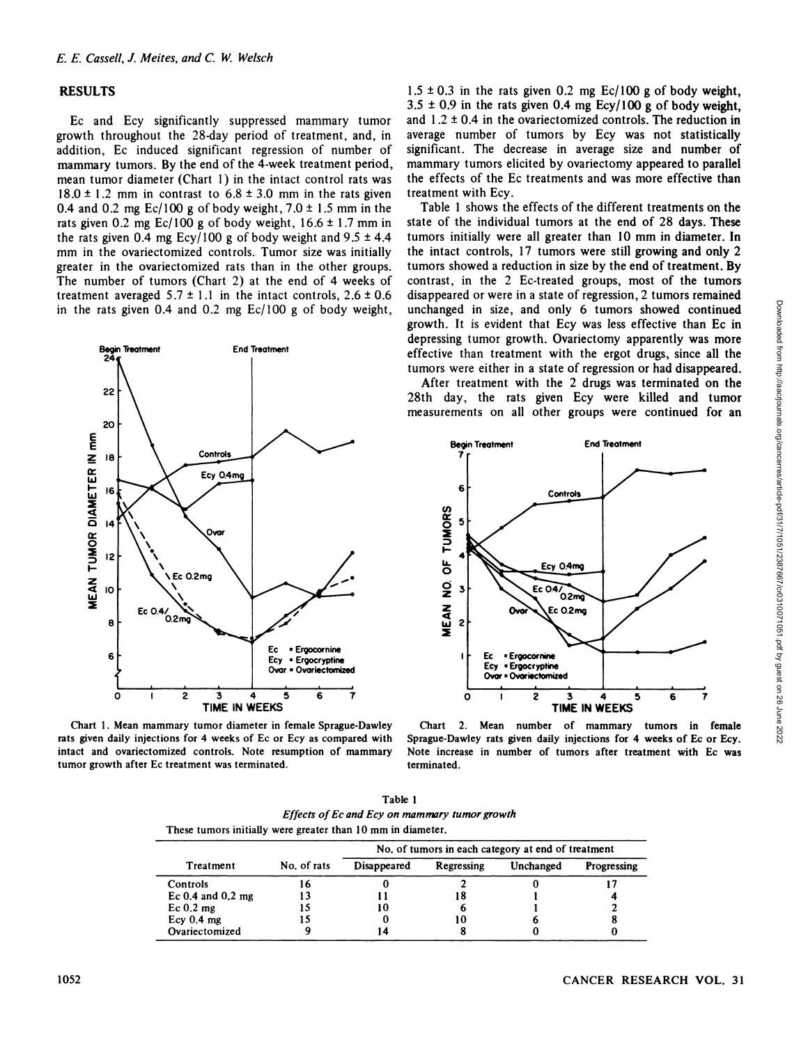## RESULTS

Ec and Ecy significantly suppressed mammary tumor growth throughout the 28-day period of treatment, and, in addition, Ec induced significant regression of number of mammary tumors. By the end of the 4-week treatment period, mean tumor diameter (Chart 1) in the intact control rats was 18.0 ± 1.2 mm in contrast to 6.8 ± 3.0 mm in the rats given 0.4 and 0.2 mg Ec/100 g of body weight, 7.0 ± 1.5 mm in the rats given 0.2 mg Ec/100 g of body weight, 16.6 ± 1.7 mm in the rats given 0.4 mg Ecy/100 g of body weight and 9.5 ± 4.4 mm in the ovariectomized controls. Tumor size was initially greater in the ovariectomized rats than in the other groups. The number of tumors (Chart 2) at the end of 4 weeks of treatment averaged 5.7 ± 1.1 in the intact controls, 2.6 ± 0.6 in the rats given 0.4 and 0.2 mg Ec/100 g of body weight, 1.5 ± 0.3 in the rats given 0.2 mg Ec/100 g of body weight, 3.5 ± 0.9 in the rats given 0.4 mg Ecy/100 g of body weight, and 1.2 ± 0.4 in the ovariectomized controls. The reduction in average number of tumors by Ecy was not statistically significant. The decrease in average size and number of mammary tumors elicited by ovariectomy appeared to parallel the effects of the Ec treatments and was more effective than treatment with Ecy.

Table 1 shows the effects of the different treatments on the state of the individual tumors at the end of 28 days. These tumors initially were all greater than 10 mm in diameter. In the intact controls, 17 tumors were still growing and only 2 tumors showed a reduction in size by the end of treatment. By contrast, in the 2 Ec-treated groups, most of the tumors disappeared or were in a state of regression, 2 tumors remained unchanged in size, and only 6 tumors showed continued growth. It is evident that Ecy was less effective than Ec in depressing tumor growth. Ovariectomy apparently was more effective than treatment with the ergot drugs, since all the tumors were either in a state of regression or had disappeared.

After treatment with the 2 drugs was terminated on the 28th day, the rats given Ecy were killed and tumor measurements on all other groups were continued for an

Chart 1. Mean mammary tumor diameter in female Sprague-Dawley rats given daily injections for 4 weeks of Ec or Ecy as compared with intact and ovariectomized controls. Note resumption of mammary tumor growth after Ec treatment was terminated.

Chart 2. Mean number of mammary tumors in female Sprague-Dawley rats given daily injections for 4 weeks of Ec or Ecy. Note increase in number of tumors after treatment with Ec was terminated.

Table 1
*Effects of Ec and Ecy on mammary tumor growth*

These tumors initially were greater than 10 mm in diameter.

| Treatment | No. of rats | No. of tumors in each category at end of treatment | | | |
|---|---|---|---|---|---|
| | | Disappeared | Regressing | Unchanged | Progressing |
| Controls | 16 | 0 | 2 | 0 | 17 |
| Ec 0.4 and 0.2 mg | 13 | 11 | 18 | 1 | 4 |
| Ec 0.2 mg | 15 | 10 | 6 | 1 | 2 |
| Ecy 0.4 mg | 15 | 0 | 10 | 6 | 8 |
| Ovariectomized | 9 | 14 | 8 | 0 | 0 |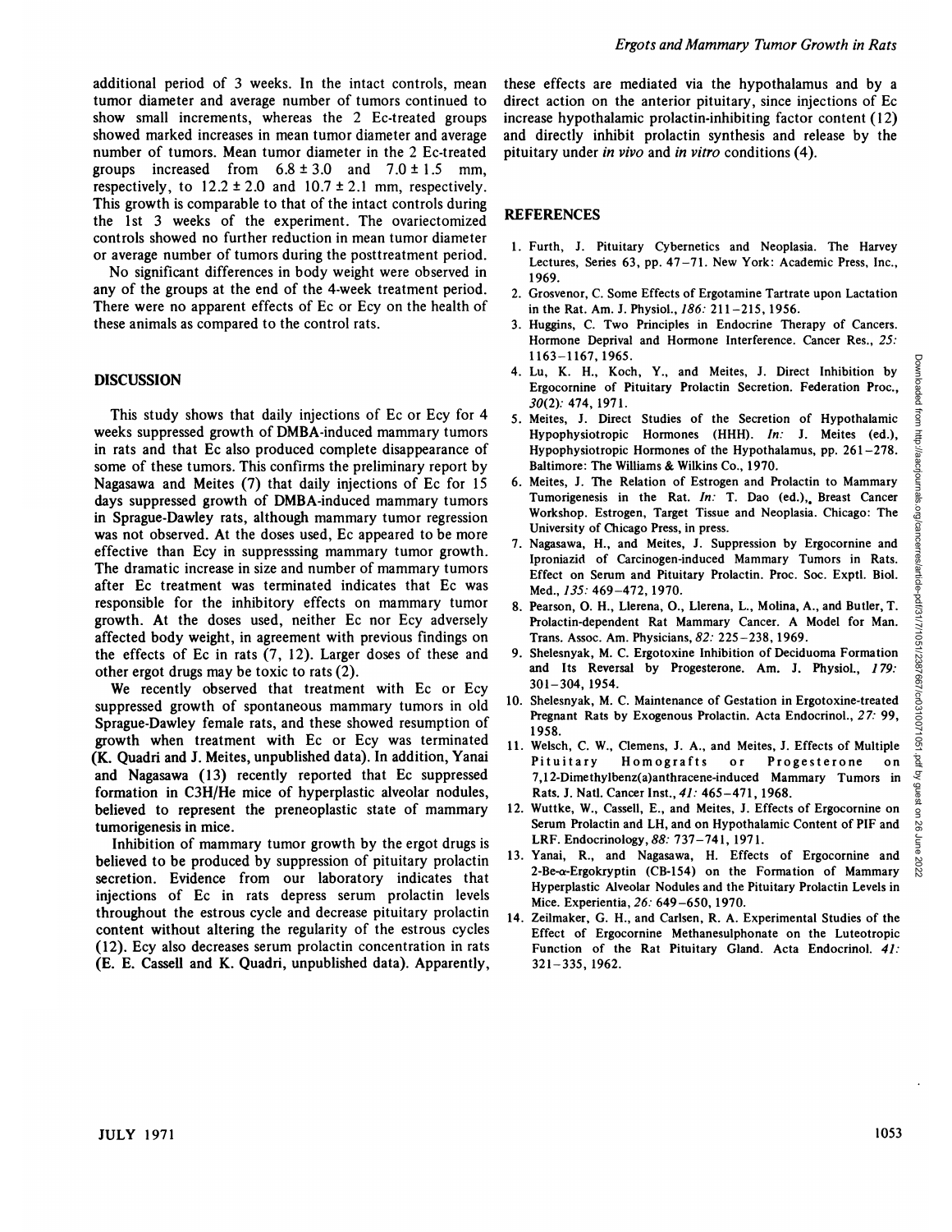additional period of 3 weeks. In the intact controls, mean tumor diameter and average number of tumors continued to show small increments, whereas the 2 Ec-treated groups showed marked increases in mean tumor diameter and average number of tumors. Mean tumor diameter in the 2 Ec-treated groups increased from $6.8 \pm 3.0$ and $7.0 \pm 1.5$ mm, respectively, to $12.2 \pm 2.0$ and $10.7 \pm 2.1$ mm, respectively. This growth is comparable to that of the intact controls during the 1st 3 weeks of the experiment. The ovariectomized controls showed no further reduction in mean tumor diameter or average number of tumors during the posttreatment period.

No significant differences in body weight were observed in any of the groups at the end of the 4-week treatment period. There were no apparent effects of Ec or Ecy on the health of these animals as compared to the control rats.

## DISCUSSION

This study shows that daily injections of Ec or Ecy for 4 weeks suppressed growth of DMBA-induced mammary tumors in rats and that Ec also produced complete disappearance of some of these tumors. This confirms the preliminary report by Nagasawa and Meites (7) that daily injections of Ec for 15 days suppressed growth of DMBA-induced mammary tumors in Sprague-Dawley rats, although mammary tumor regression was not observed. At the doses used, Ec appeared to be more effective than Ecy in suppresssing mammary tumor growth. The dramatic increase in size and number of mammary tumors after Ec treatment was terminated indicates that Ec was responsible for the inhibitory effects on mammary tumor growth. At the doses used, neither Ec nor Ecy adversely affected body weight, in agreement with previous findings on the effects of Ec in rats (7, 12). Larger doses of these and other ergot drugs may be toxic to rats (2).

We recently observed that treatment with Ec or Ecy suppressed growth of spontaneous mammary tumors in old Sprague-Dawley female rats, and these showed resumption of growth when treatment with Ec or Ecy was terminated (K. Quadri and J. Meites, unpublished data). In addition, Yanai and Nagasawa (13) recently reported that Ec suppressed formation in C3H/He mice of hyperplastic alveolar nodules, believed to represent the preneoplastic state of mammary tumorigenesis in mice.

Inhibition of mammary tumor growth by the ergot drugs is believed to be produced by suppression of pituitary prolactin secretion. Evidence from our laboratory indicates that injections of Ec in rats depress serum prolactin levels throughout the estrous cycle and decrease pituitary prolactin content without altering the regularity of the estrous cycles (12). Ecy also decreases serum prolactin concentration in rats (E. E. Cassell and K. Quadri, unpublished data). Apparently, these effects are mediated via the hypothalamus and by a direct action on the anterior pituitary, since injections of Ec increase hypothalamic prolactin-inhibiting factor content (12) and directly inhibit prolactin synthesis and release by the pituitary under *in vivo* and *in vitro* conditions (4).

## REFERENCES

1. Furth, J. Pituitary Cybernetics and Neoplasia. The Harvey Lectures, Series 63, pp. 47–71. New York: Academic Press, Inc., 1969.
2. Grosvenor, C. Some Effects of Ergotamine Tartrate upon Lactation in the Rat. Am. J. Physiol., *186:* 211–215, 1956.
3. Huggins, C. Two Principles in Endocrine Therapy of Cancers. Hormone Deprival and Hormone Interference. Cancer Res., *25:* 1163–1167, 1965.
4. Lu, K. H., Koch, Y., and Meites, J. Direct Inhibition by Ergocornine of Pituitary Prolactin Secretion. Federation Proc., *30*(2)*:* 474, 1971.
5. Meites, J. Direct Studies of the Secretion of Hypothalamic Hypophysiotropic Hormones (HHH). *In:* J. Meites (ed.), Hypophysiotropic Hormones of the Hypothalamus, pp. 261–278. Baltimore: The Williams & Wilkins Co., 1970.
6. Meites, J. The Relation of Estrogen and Prolactin to Mammary Tumorigenesis in the Rat. *In:* T. Dao (ed.), Breast Cancer Workshop. Estrogen, Target Tissue and Neoplasia. Chicago: The University of Chicago Press, in press.
7. Nagasawa, H., and Meites, J. Suppression by Ergocornine and Iproniazid of Carcinogen-induced Mammary Tumors in Rats. Effect on Serum and Pituitary Prolactin. Proc. Soc. Exptl. Biol. Med., *135:* 469–472, 1970.
8. Pearson, O. H., Llerena, O., Llerena, L., Molina, A., and Butler, T. Prolactin-dependent Rat Mammary Cancer. A Model for Man. Trans. Assoc. Am. Physicians, *82:* 225–238, 1969.
9. Shelesnyak, M. C. Ergotoxine Inhibition of Deciduoma Formation and Its Reversal by Progesterone. Am. J. Physiol., *179:* 301–304, 1954.
10. Shelesnyak, M. C. Maintenance of Gestation in Ergotoxine-treated Pregnant Rats by Exogenous Prolactin. Acta Endocrinol., *27:* 99, 1958.
11. Welsch, C. W., Clemens, J. A., and Meites, J. Effects of Multiple Pituitary Homografts or Progesterone on 7,12-Dimethylbenz(a)anthracene-induced Mammary Tumors in Rats. J. Natl. Cancer Inst., *41:* 465–471, 1968.
12. Wuttke, W., Cassell, E., and Meites, J. Effects of Ergocornine on Serum Prolactin and LH, and on Hypothalamic Content of PIF and LRF. Endocrinology, *88:* 737–741, 1971.
13. Yanai, R., and Nagasawa, H. Effects of Ergocornine and 2-Br-α-Ergokryptin (CB-154) on the Formation of Mammary Hyperplastic Alveolar Nodules and the Pituitary Prolactin Levels in Mice. Experientia, *26:* 649–650, 1970.
14. Zeilmaker, G. H., and Carlsen, R. A. Experimental Studies of the Effect of Ergocornine Methanesulphonate on the Luteotropic Function of the Rat Pituitary Gland. Acta Endocrinol. *41:* 321–335, 1962.